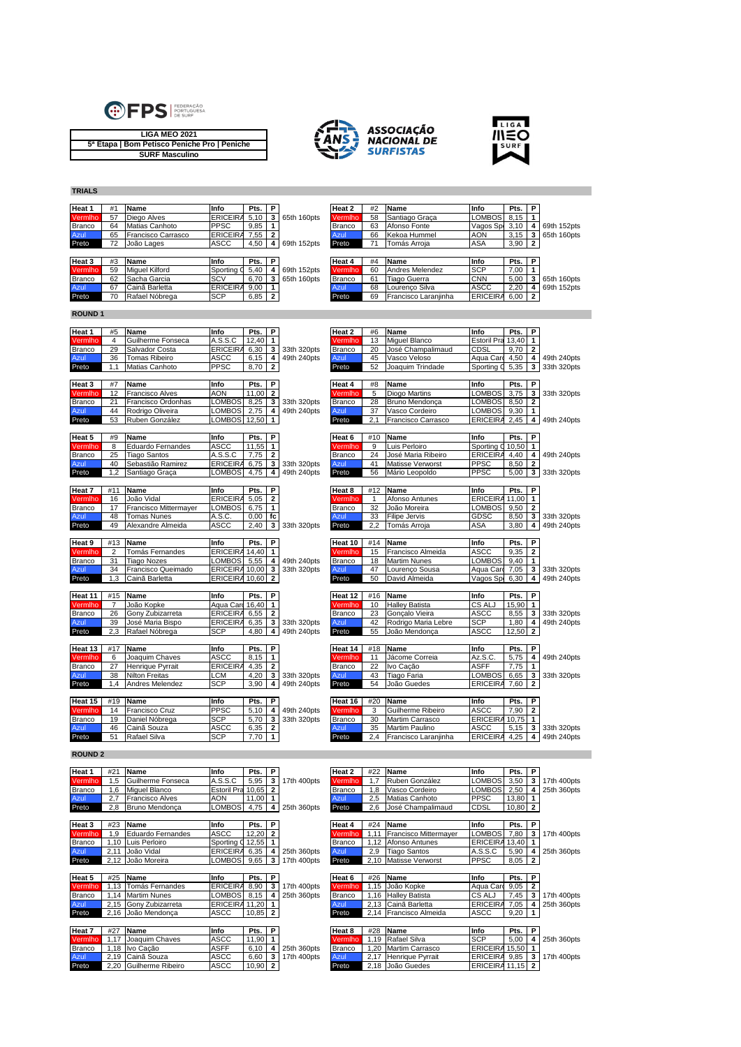FPS FEDERAÇÃO PORTUGUESA DE SURF

**LIGA MEO 2021**
**5ª Etapa | Bom Petisco Peniche Pro | Peniche**
**SURF Masculino**

ASSOCIAÇÃO NACIONAL DE SURFISTAS

LIGA MEO SURF

## TRIALS

| Heat 1 | #1 | Name | Info | Pts. | P | |
|---|---|---|---|---|---|---|
| Vermlho | 57 | Diego Alves | ERICEIRA | 5,10 | 3 | 65th 160pts |
| Branco | 64 | Matias Canhoto | PPSC | 9,85 | 1 | |
| Azul | 65 | Francisco Carrasco | ERICEIRA | 7,55 | 2 | |
| Preto | 72 | João Lages | ASCC | 4,50 | 4 | 69th 152pts |

| Heat 2 | #2 | Name | Info | Pts. | P | |
|---|---|---|---|---|---|---|
| Vermlho | 58 | Santiago Graça | LOMBOS | 8,15 | 1 | |
| Branco | 63 | Afonso Fonte | Vagos Sp | 3,10 | 4 | 69th 152pts |
| Azul | 66 | Kekoa Hummel | AON | 3,15 | 3 | 65th 160pts |
| Preto | 71 | Tomás Arroja | ASA | 3,90 | 2 | |

| Heat 3 | #3 | Name | Info | Pts. | P | |
|---|---|---|---|---|---|---|
| Vermlho | 59 | Miguel Kilford | Sporting C | 5,40 | 4 | 69th 152pts |
| Branco | 62 | Sacha Garcia | SCV | 6,70 | 3 | 65th 160pts |
| Azul | 67 | Cainã Barletta | ERICEIRA | 9,00 | 1 | |
| Preto | 70 | Rafael Nóbrega | SCP | 6,85 | 2 | |

| Heat 4 | #4 | Name | Info | Pts. | P | |
|---|---|---|---|---|---|---|
| Vermlho | 60 | Andres Melendez | SCP | 7,00 | 1 | |
| Branco | 61 | Tiago Guerra | CNN | 5,00 | 3 | 65th 160pts |
| Azul | 68 | Lourenço Silva | ASCC | 2,20 | 4 | 69th 152pts |
| Preto | 69 | Francisco Laranjinha | ERICEIRA | 6,00 | 2 | |

## ROUND 1

| Heat 1 | #5 | Name | Info | Pts. | P | |
|---|---|---|---|---|---|---|
| Vermlho | 4 | Guilherme Fonseca | A.S.S.C | 12,40 | 1 | |
| Branco | 29 | Salvador Costa | ERICEIRA | 6,30 | 3 | 33th 320pts |
| Azul | 36 | Tomas Ribeiro | ASCC | 6,15 | 4 | 49th 240pts |
| Preto | 1,1 | Matias Canhoto | PPSC | 8,70 | 2 | |

| Heat 2 | #6 | Name | Info | Pts. | P | |
|---|---|---|---|---|---|---|
| Vermlho | 13 | Miguel Blanco | Estoril Pra | 13,40 | 1 | |
| Branco | 20 | José Champalimaud | CDSL | 9,70 | 2 | |
| Azul | 45 | Vasco Veloso | Aqua Car | 4,50 | 4 | 49th 240pts |
| Preto | 52 | Joaquim Trindade | Sporting C | 5,35 | 3 | 33th 320pts |

| Heat 3 | #7 | Name | Info | Pts. | P | |
|---|---|---|---|---|---|---|
| Vermlho | 12 | Francisco Alves | AON | 11,00 | 2 | |
| Branco | 21 | Francisco Ordonhas | LOMBOS | 8,25 | 3 | 33th 320pts |
| Azul | 44 | Rodrigo Oliveira | LOMBOS | 2,75 | 4 | 49th 240pts |
| Preto | 53 | Ruben González | LOMBOS | 12,50 | 1 | |

| Heat 4 | #8 | Name | Info | Pts. | P | |
|---|---|---|---|---|---|---|
| Vermlho | 5 | Diogo Martins | LOMBOS | 3,75 | 3 | 33th 320pts |
| Branco | 28 | Bruno Mendonça | LOMBOS | 8,50 | 2 | |
| Azul | 37 | Vasco Cordeiro | LOMBOS | 9,30 | 1 | |
| Preto | 2,1 | Francisco Carrasco | ERICEIRA | 2,45 | 4 | 49th 240pts |

| Heat 5 | #9 | Name | Info | Pts. | P | |
|---|---|---|---|---|---|---|
| Vermlho | 8 | Eduardo Fernandes | ASCC | 11,55 | 1 | |
| Branco | 25 | Tiago Santos | A.S.S.C | 7,75 | 2 | |
| Azul | 40 | Sebastião Ramirez | ERICEIRA | 6,75 | 3 | 33th 320pts |
| Preto | 1,2 | Santiago Graça | LOMBOS | 4,75 | 4 | 49th 240pts |

| Heat 6 | #10 | Name | Info | Pts. | P | |
|---|---|---|---|---|---|---|
| Vermlho | 9 | Luis Perloiro | Sporting C | 10,50 | 1 | |
| Branco | 24 | José Maria Ribeiro | ERICEIRA | 4,40 | 4 | 49th 240pts |
| Azul | 41 | Matisse Verworst | PPSC | 8,50 | 2 | |
| Preto | 56 | Mário Leopoldo | PPSC | 5,00 | 3 | 33th 320pts |

| Heat 7 | #11 | Name | Info | Pts. | P | |
|---|---|---|---|---|---|---|
| Vermlho | 16 | João Vidal | ERICEIRA | 5,05 | 2 | |
| Branco | 17 | Francisco Mittermayer | LOMBOS | 6,75 | 1 | |
| Azul | 48 | Tomas Nunes | A.S.C. | 0,00 | fc | |
| Preto | 49 | Alexandre Almeida | ASCC | 2,40 | 3 | 33th 320pts |

| Heat 8 | #12 | Name | Info | Pts. | P | |
|---|---|---|---|---|---|---|
| Vermlho | 1 | Afonso Antunes | ERICEIRA | 11,00 | 1 | |
| Branco | 32 | João Moreira | LOMBOS | 9,50 | 2 | |
| Azul | 33 | Filipe Jervis | GDSC | 8,50 | 3 | 33th 320pts |
| Preto | 2,2 | Tomás Arroja | ASA | 3,80 | 4 | 49th 240pts |

| Heat 9 | #13 | Name | Info | Pts. | P | |
|---|---|---|---|---|---|---|
| Vermlho | 2 | Tomás Fernandes | ERICEIRA | 14,40 | 1 | |
| Branco | 31 | Tiago Nozes | LOMBOS | 5,55 | 4 | 49th 240pts |
| Azul | 34 | Francisco Queimado | ERICEIRA | 10,00 | 3 | 33th 320pts |
| Preto | 1,3 | Cainã Barletta | ERICEIRA | 10,60 | 2 | |

| Heat 10 | #14 | Name | Info | Pts. | P | |
|---|---|---|---|---|---|---|
| Vermlho | 15 | Francisco Almeida | ASCC | 9,35 | 2 | |
| Branco | 18 | Martim Nunes | LOMBOS | 9,40 | 1 | |
| Azul | 47 | Lourenço Sousa | Aqua Car | 7,05 | 3 | 33th 320pts |
| Preto | 50 | David Almeida | Vagos Sp | 6,30 | 4 | 49th 240pts |

| Heat 11 | #15 | Name | Info | Pts. | P | |
|---|---|---|---|---|---|---|
| Vermlho | 7 | João Kopke | Aqua Car | 16,40 | 1 | |
| Branco | 26 | Gony Zubizarreta | ERICEIRA | 6,55 | 2 | |
| Azul | 39 | José Maria Bispo | ERICEIRA | 6,35 | 3 | 33th 320pts |
| Preto | 2,3 | Rafael Nóbrega | SCP | 4,80 | 4 | 49th 240pts |

| Heat 12 | #16 | Name | Info | Pts. | P | |
|---|---|---|---|---|---|---|
| Vermlho | 10 | Halley Batista | CS ALJ | 15,90 | 1 | |
| Branco | 23 | Gonçalo Vieira | ASCC | 8,55 | 3 | 33th 320pts |
| Azul | 42 | Rodrigo Maria Lebre | SCP | 1,80 | 4 | 49th 240pts |
| Preto | 55 | João Mendonça | ASCC | 12,50 | 2 | |

| Heat 13 | #17 | Name | Info | Pts. | P | |
|---|---|---|---|---|---|---|
| Vermlho | 6 | Joaquim Chaves | ASCC | 8,15 | 1 | |
| Branco | 27 | Henrique Pyrrait | ERICEIRA | 4,35 | 2 | |
| Azul | 38 | Nilton Freitas | LCM | 4,20 | 3 | 33th 320pts |
| Preto | 1,4 | Andres Melendez | SCP | 3,90 | 4 | 49th 240pts |

| Heat 14 | #18 | Name | Info | Pts. | P | |
|---|---|---|---|---|---|---|
| Vermlho | 11 | Jácome Correia | Az.S.C. | 5,75 | 4 | 49th 240pts |
| Branco | 22 | Ivo Cação | ASFF | 7,75 | 1 | |
| Azul | 43 | Tiago Faria | LOMBOS | 6,65 | 3 | 33th 320pts |
| Preto | 54 | João Guedes | ERICEIRA | 7,60 | 2 | |

| Heat 15 | #19 | Name | Info | Pts. | P | |
|---|---|---|---|---|---|---|
| Vermlho | 14 | Francisco Cruz | PPSC | 5,10 | 4 | 49th 240pts |
| Branco | 19 | Daniel Nóbrega | SCP | 5,70 | 3 | 33th 320pts |
| Azul | 46 | Cainã Souza | ASCC | 6,35 | 2 | |
| Preto | 51 | Rafael Silva | SCP | 7,70 | 1 | |

| Heat 16 | #20 | Name | Info | Pts. | P | |
|---|---|---|---|---|---|---|
| Vermlho | 3 | Guilherme Ribeiro | ASCC | 7,90 | 2 | |
| Branco | 30 | Martim Carrasco | ERICEIRA | 10,75 | 1 | |
| Azul | 35 | Martim Paulino | ASCC | 5,15 | 3 | 33th 320pts |
| Preto | 2,4 | Francisco Laranjinha | ERICEIRA | 4,25 | 4 | 49th 240pts |

## ROUND 2

| Heat 1 | #21 | Name | Info | Pts. | P | |
|---|---|---|---|---|---|---|
| Vermlho | 1,5 | Guilherme Fonseca | A.S.S.C | 5,95 | 3 | 17th 400pts |
| Branco | 1,6 | Miguel Blanco | Estoril Pra | 10,65 | 2 | |
| Azul | 2,7 | Francisco Alves | AON | 11,00 | 1 | |
| Preto | 2,8 | Bruno Mendonça | LOMBOS | 4,75 | 4 | 25th 360pts |

| Heat 2 | #22 | Name | Info | Pts. | P | |
|---|---|---|---|---|---|---|
| Vermlho | 1,7 | Ruben González | LOMBOS | 3,50 | 3 | 17th 400pts |
| Branco | 1,8 | Vasco Cordeiro | LOMBOS | 2,50 | 4 | 25th 360pts |
| Azul | 2,5 | Matias Canhoto | PPSC | 13,80 | 1 | |
| Preto | 2,6 | José Champalimaud | CDSL | 10,80 | 2 | |

| Heat 3 | #23 | Name | Info | Pts. | P | |
|---|---|---|---|---|---|---|
| Vermlho | 1,9 | Eduardo Fernandes | ASCC | 12,20 | 2 | |
| Branco | 1,10 | Luis Perloiro | Sporting C | 12,55 | 1 | |
| Azul | 2,11 | João Vidal | ERICEIRA | 6,35 | 4 | 25th 360pts |
| Preto | 2,12 | João Moreira | LOMBOS | 9,65 | 3 | 17th 400pts |

| Heat 4 | #24 | Name | Info | Pts. | P | |
|---|---|---|---|---|---|---|
| Vermlho | 1,11 | Francisco Mittermayer | LOMBOS | 7,80 | 3 | 17th 400pts |
| Branco | 1,12 | Afonso Antunes | ERICEIRA | 13,40 | 1 | |
| Azul | 2,9 | Tiago Santos | A.S.S.C | 5,90 | 4 | 25th 360pts |
| Preto | 2,10 | Matisse Verworst | PPSC | 8,05 | 2 | |

| Heat 5 | #25 | Name | Info | Pts. | P | |
|---|---|---|---|---|---|---|
| Vermlho | 1,13 | Tomás Fernandes | ERICEIRA | 8,90 | 3 | 17th 400pts |
| Branco | 1,14 | Martim Nunes | LOMBOS | 8,15 | 4 | 25th 360pts |
| Azul | 2,15 | Gony Zubizarreta | ERICEIRA | 11,20 | 1 | |
| Preto | 2,16 | João Mendonça | ASCC | 10,85 | 2 | |

| Heat 6 | #26 | Name | Info | Pts. | P | |
|---|---|---|---|---|---|---|
| Vermlho | 1,15 | João Kopke | Aqua Car | 9,05 | 2 | |
| Branco | 1,16 | Halley Batista | CS ALJ | 7,45 | 3 | 17th 400pts |
| Azul | 2,13 | Cainã Barletta | ERICEIRA | 7,05 | 4 | 25th 360pts |
| Preto | 2,14 | Francisco Almeida | ASCC | 9,20 | 1 | |

| Heat 7 | #27 | Name | Info | Pts. | P | |
|---|---|---|---|---|---|---|
| Vermlho | 1,17 | Joaquim Chaves | ASCC | 11,90 | 1 | |
| Branco | 1,18 | Ivo Cação | ASFF | 6,10 | 4 | 25th 360pts |
| Azul | 2,19 | Cainã Souza | ASCC | 6,60 | 3 | 17th 400pts |
| Preto | 2,20 | Guilherme Ribeiro | ASCC | 10,90 | 2 | |

| Heat 8 | #28 | Name | Info | Pts. | P | |
|---|---|---|---|---|---|---|
| Vermlho | 1,19 | Rafael Silva | SCP | 5,00 | 4 | 25th 360pts |
| Branco | 1,20 | Martim Carrasco | ERICEIRA | 15,50 | 1 | |
| Azul | 2,17 | Henrique Pyrrait | ERICEIRA | 9,85 | 3 | 17th 400pts |
| Preto | 2,18 | João Guedes | ERICEIRA | 11,15 | 2 | |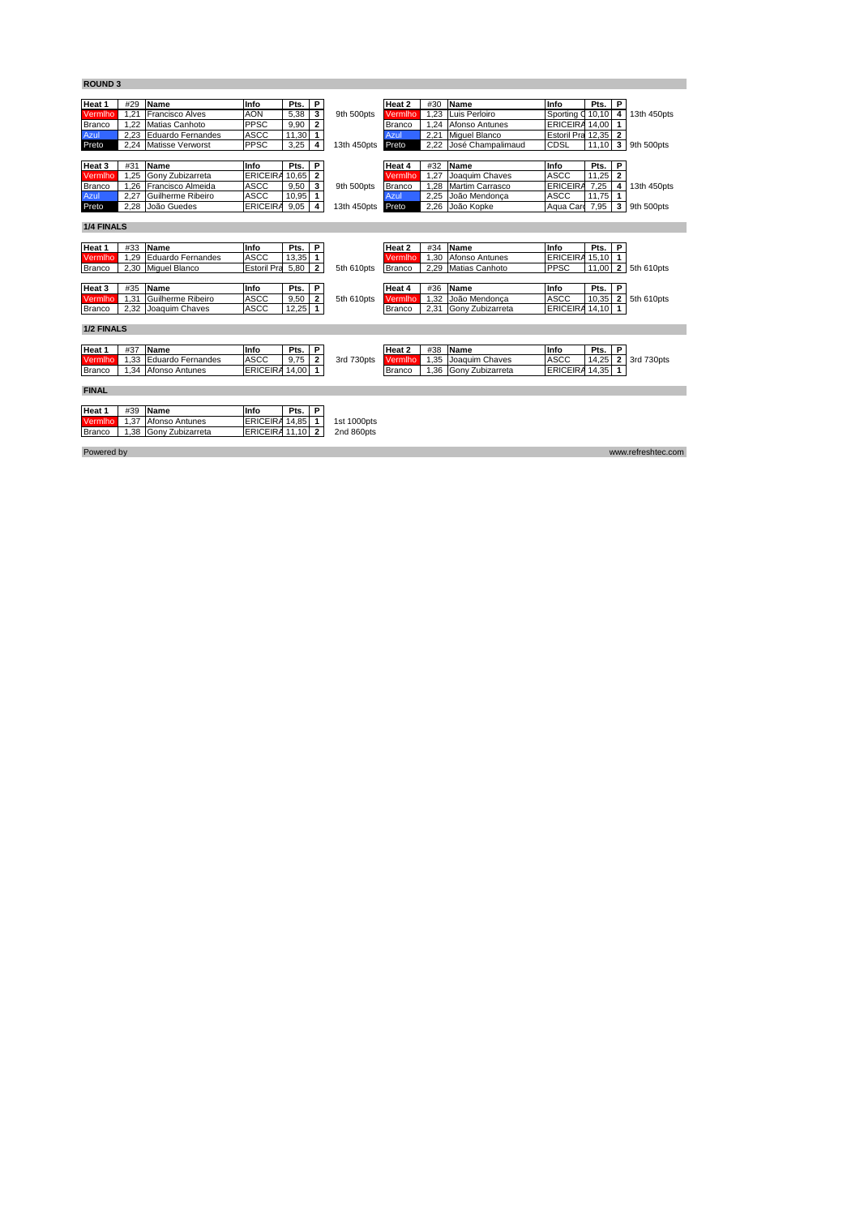## ROUND 3

| Heat 1 | #29 | Name | Info | Pts. | P | |
|---|---|---|---|---|---|---|
| Vermlho | 1,21 | Francisco Alves | AON | 5,38 | 3 | 9th 500pts |
| Branco | 1,22 | Matias Canhoto | PPSC | 9,90 | 2 | |
| Azul | 2,23 | Eduardo Fernandes | ASCC | 11,30 | 1 | |
| Preto | 2,24 | Matisse Verworst | PPSC | 3,25 | 4 | 13th 450pts |

| Heat 2 | #30 | Name | Info | Pts. | P | |
|---|---|---|---|---|---|---|
| Vermlho | 1,23 | Luis Perloiro | Sporting C | 10,10 | 4 | 13th 450pts |
| Branco | 1,24 | Afonso Antunes | ERICEIRA | 14,00 | 1 | |
| Azul | 2,21 | Miguel Blanco | Estoril Pra | 12,35 | 2 | |
| Preto | 2,22 | José Champalimaud | CDSL | 11,10 | 3 | 9th 500pts |

| Heat 3 | #31 | Name | Info | Pts. | P | |
|---|---|---|---|---|---|---|
| Vermlho | 1,25 | Gony Zubizarreta | ERICEIRA | 10,65 | 2 | |
| Branco | 1,26 | Francisco Almeida | ASCC | 9,50 | 3 | 9th 500pts |
| Azul | 2,27 | Guilherme Ribeiro | ASCC | 10,95 | 1 | |
| Preto | 2,28 | João Guedes | ERICEIRA | 9,05 | 4 | 13th 450pts |

| Heat 4 | #32 | Name | Info | Pts. | P | |
|---|---|---|---|---|---|---|
| Vermlho | 1,27 | Joaquim Chaves | ASCC | 11,25 | 2 | |
| Branco | 1,28 | Martim Carrasco | ERICEIRA | 7,25 | 4 | 13th 450pts |
| Azul | 2,25 | João Mendonça | ASCC | 11,75 | 1 | |
| Preto | 2,26 | João Kopke | Aqua Card | 7,95 | 3 | 9th 500pts |

## 1/4 FINALS

| Heat 1 | #33 | Name | Info | Pts. | P | |
|---|---|---|---|---|---|---|
| Vermlho | 1,29 | Eduardo Fernandes | ASCC | 13,35 | 1 | |
| Branco | 2,30 | Miguel Blanco | Estoril Pra | 5,80 | 2 | 5th 610pts |

| Heat 2 | #34 | Name | Info | Pts. | P | |
|---|---|---|---|---|---|---|
| Vermlho | 1,30 | Afonso Antunes | ERICEIRA | 15,10 | 1 | |
| Branco | 2,29 | Matias Canhoto | PPSC | 11,00 | 2 | 5th 610pts |

| Heat 3 | #35 | Name | Info | Pts. | P | |
|---|---|---|---|---|---|---|
| Vermlho | 1,31 | Guilherme Ribeiro | ASCC | 9,50 | 2 | 5th 610pts |
| Branco | 2,32 | Joaquim Chaves | ASCC | 12,25 | 1 | |

| Heat 4 | #36 | Name | Info | Pts. | P | |
|---|---|---|---|---|---|---|
| Vermlho | 1,32 | João Mendonça | ASCC | 10,35 | 2 | 5th 610pts |
| Branco | 2,31 | Gony Zubizarreta | ERICEIRA | 14,10 | 1 | |

## 1/2 FINALS

| Heat 1 | #37 | Name | Info | Pts. | P | |
|---|---|---|---|---|---|---|
| Vermlho | 1,33 | Eduardo Fernandes | ASCC | 9,75 | 2 | 3rd 730pts |
| Branco | 1,34 | Afonso Antunes | ERICEIRA | 14,00 | 1 | |

| Heat 2 | #38 | Name | Info | Pts. | P | |
|---|---|---|---|---|---|---|
| Vermlho | 1,35 | Joaquim Chaves | ASCC | 14,25 | 2 | 3rd 730pts |
| Branco | 1,36 | Gony Zubizarreta | ERICEIRA | 14,35 | 1 | |

## FINAL

| Heat 1 | #39 | Name | Info | Pts. | P | |
|---|---|---|---|---|---|---|
| Vermlho | 1,37 | Afonso Antunes | ERICEIRA | 14,85 | 1 | 1st 1000pts |
| Branco | 1,38 | Gony Zubizarreta | ERICEIRA | 11,10 | 2 | 2nd 860pts |

Powered by www.refreshtec.com